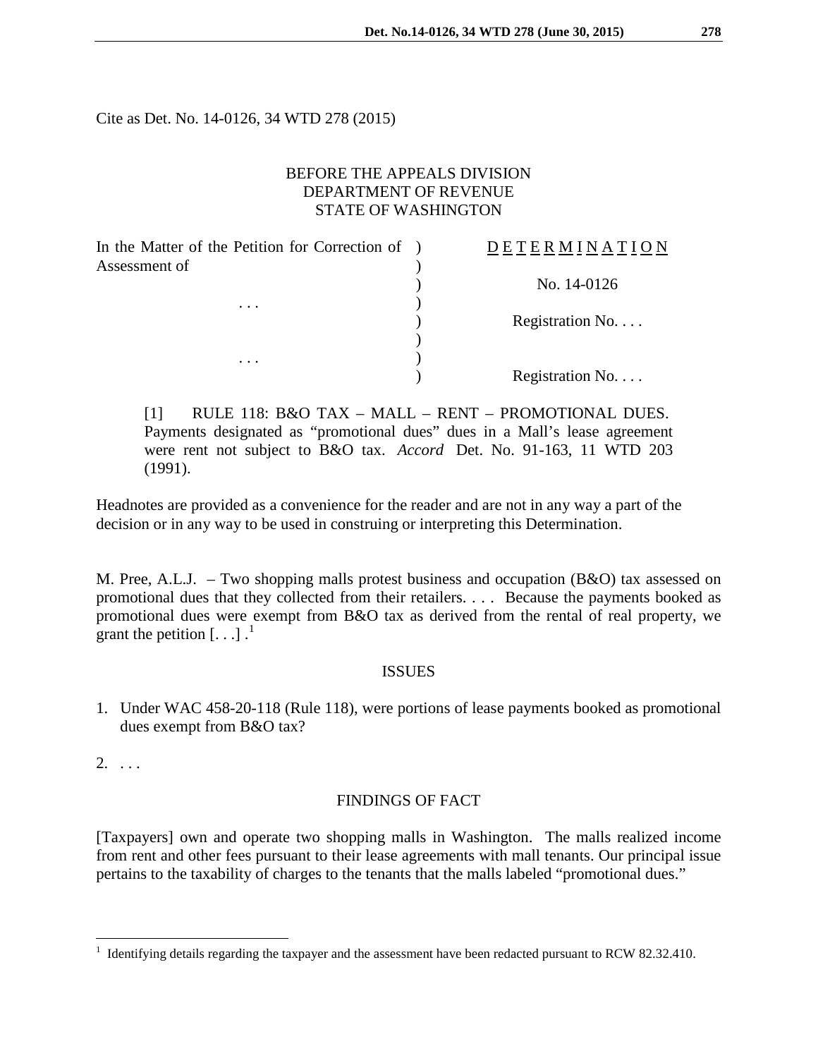Cite as Det. No. 14-0126, 34 WTD 278 (2015)

BEFORE THE APPEALS DIVISION
DEPARTMENT OF REVENUE
STATE OF WASHINGTON

| In the Matter of the Petition for Correction of Assessment of | ) | D E T E R M I N A T I O N |
|---|---|---|
| | ) | No. 14-0126 |
| . . . | ) | Registration No. . . . |
| . . . | ) | Registration No. . . . |

[1] RULE 118: B&O TAX – MALL – RENT – PROMOTIONAL DUES. Payments designated as "promotional dues" dues in a Mall's lease agreement were rent not subject to B&O tax. *Accord* Det. No. 91-163, 11 WTD 203 (1991).

Headnotes are provided as a convenience for the reader and are not in any way a part of the decision or in any way to be used in construing or interpreting this Determination.

M. Pree, A.L.J. – Two shopping malls protest business and occupation (B&O) tax assessed on promotional dues that they collected from their retailers. . . . Because the payments booked as promotional dues were exempt from B&O tax as derived from the rental of real property, we grant the petition [. . .] .[1]

## ISSUES

1. Under WAC 458-20-118 (Rule 118), were portions of lease payments booked as promotional dues exempt from B&O tax?

2. . . .

## FINDINGS OF FACT

[Taxpayers] own and operate two shopping malls in Washington. The malls realized income from rent and other fees pursuant to their lease agreements with mall tenants. Our principal issue pertains to the taxability of charges to the tenants that the malls labeled "promotional dues."

[1] Identifying details regarding the taxpayer and the assessment have been redacted pursuant to RCW 82.32.410.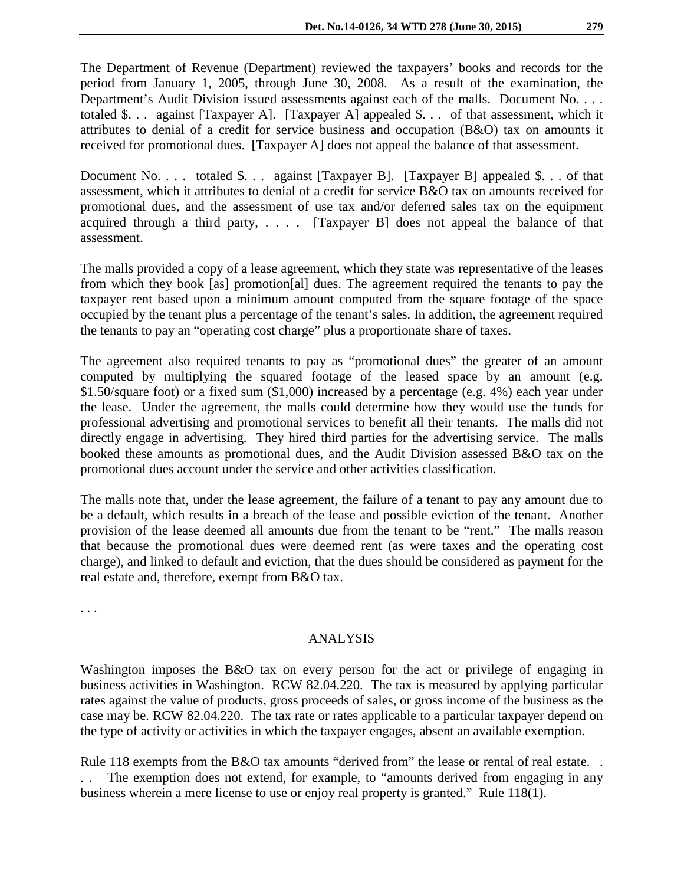The Department of Revenue (Department) reviewed the taxpayers' books and records for the period from January 1, 2005, through June 30, 2008. As a result of the examination, the Department's Audit Division issued assessments against each of the malls. Document No. . . . totaled $. . . against [Taxpayer A]. [Taxpayer A] appealed $. . . of that assessment, which it attributes to denial of a credit for service business and occupation (B&O) tax on amounts it received for promotional dues. [Taxpayer A] does not appeal the balance of that assessment.

Document No. . . . totaled $. . . against [Taxpayer B]. [Taxpayer B] appealed $. . . of that assessment, which it attributes to denial of a credit for service B&O tax on amounts received for promotional dues, and the assessment of use tax and/or deferred sales tax on the equipment acquired through a third party, . . . . [Taxpayer B] does not appeal the balance of that assessment.

The malls provided a copy of a lease agreement, which they state was representative of the leases from which they book [as] promotion[al] dues. The agreement required the tenants to pay the taxpayer rent based upon a minimum amount computed from the square footage of the space occupied by the tenant plus a percentage of the tenant's sales. In addition, the agreement required the tenants to pay an "operating cost charge" plus a proportionate share of taxes.

The agreement also required tenants to pay as "promotional dues" the greater of an amount computed by multiplying the squared footage of the leased space by an amount (e.g. $1.50/square foot) or a fixed sum ($1,000) increased by a percentage (e.g. 4%) each year under the lease. Under the agreement, the malls could determine how they would use the funds for professional advertising and promotional services to benefit all their tenants. The malls did not directly engage in advertising. They hired third parties for the advertising service. The malls booked these amounts as promotional dues, and the Audit Division assessed B&O tax on the promotional dues account under the service and other activities classification.

The malls note that, under the lease agreement, the failure of a tenant to pay any amount due to be a default, which results in a breach of the lease and possible eviction of the tenant. Another provision of the lease deemed all amounts due from the tenant to be "rent." The malls reason that because the promotional dues were deemed rent (as were taxes and the operating cost charge), and linked to default and eviction, that the dues should be considered as payment for the real estate and, therefore, exempt from B&O tax.

. . .

## ANALYSIS

Washington imposes the B&O tax on every person for the act or privilege of engaging in business activities in Washington. RCW 82.04.220. The tax is measured by applying particular rates against the value of products, gross proceeds of sales, or gross income of the business as the case may be. RCW 82.04.220. The tax rate or rates applicable to a particular taxpayer depend on the type of activity or activities in which the taxpayer engages, absent an available exemption.

Rule 118 exempts from the B&O tax amounts "derived from" the lease or rental of real estate. . . . The exemption does not extend, for example, to "amounts derived from engaging in any business wherein a mere license to use or enjoy real property is granted." Rule 118(1).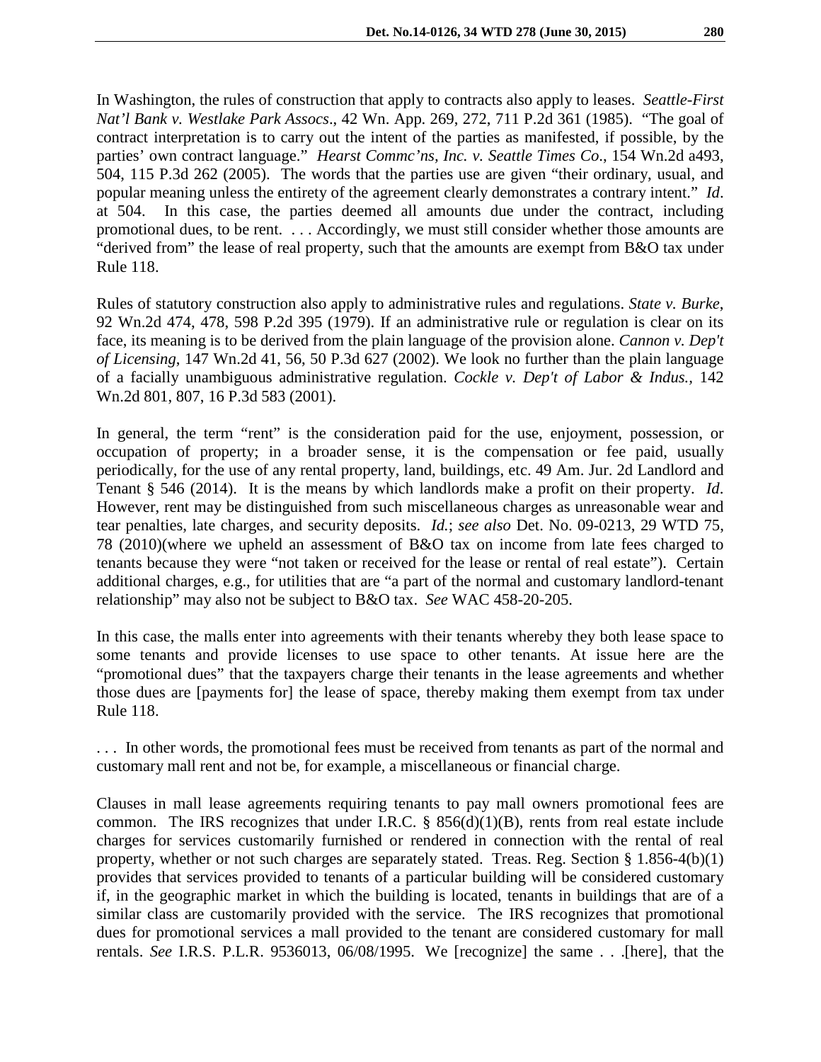In Washington, the rules of construction that apply to contracts also apply to leases. *Seattle-First Nat'l Bank v. Westlake Park Assocs*., 42 Wn. App. 269, 272, 711 P.2d 361 (1985). "The goal of contract interpretation is to carry out the intent of the parties as manifested, if possible, by the parties' own contract language." *Hearst Commc'ns, Inc. v. Seattle Times Co*., 154 Wn.2d a493, 504, 115 P.3d 262 (2005). The words that the parties use are given "their ordinary, usual, and popular meaning unless the entirety of the agreement clearly demonstrates a contrary intent." *Id*. at 504. In this case, the parties deemed all amounts due under the contract, including promotional dues, to be rent. . . . Accordingly, we must still consider whether those amounts are "derived from" the lease of real property, such that the amounts are exempt from B&O tax under Rule 118.

Rules of statutory construction also apply to administrative rules and regulations. *State v. Burke*, 92 Wn.2d 474, 478, 598 P.2d 395 (1979). If an administrative rule or regulation is clear on its face, its meaning is to be derived from the plain language of the provision alone. *Cannon v. Dep't of Licensing*, 147 Wn.2d 41, 56, 50 P.3d 627 (2002). We look no further than the plain language of a facially unambiguous administrative regulation. *Cockle v. Dep't of Labor & Indus.*, 142 Wn.2d 801, 807, 16 P.3d 583 (2001).

In general, the term "rent" is the consideration paid for the use, enjoyment, possession, or occupation of property; in a broader sense, it is the compensation or fee paid, usually periodically, for the use of any rental property, land, buildings, etc. 49 Am. Jur. 2d Landlord and Tenant § 546 (2014). It is the means by which landlords make a profit on their property. *Id*. However, rent may be distinguished from such miscellaneous charges as unreasonable wear and tear penalties, late charges, and security deposits. *Id.*; *see also* Det. No. 09-0213, 29 WTD 75, 78 (2010)(where we upheld an assessment of B&O tax on income from late fees charged to tenants because they were "not taken or received for the lease or rental of real estate"). Certain additional charges, e.g., for utilities that are "a part of the normal and customary landlord-tenant relationship" may also not be subject to B&O tax. *See* WAC 458-20-205.

In this case, the malls enter into agreements with their tenants whereby they both lease space to some tenants and provide licenses to use space to other tenants. At issue here are the "promotional dues" that the taxpayers charge their tenants in the lease agreements and whether those dues are [payments for] the lease of space, thereby making them exempt from tax under Rule 118.

. . . In other words, the promotional fees must be received from tenants as part of the normal and customary mall rent and not be, for example, a miscellaneous or financial charge.

Clauses in mall lease agreements requiring tenants to pay mall owners promotional fees are common. The IRS recognizes that under I.R.C. § 856(d)(1)(B), rents from real estate include charges for services customarily furnished or rendered in connection with the rental of real property, whether or not such charges are separately stated. Treas. Reg. Section § 1.856-4(b)(1) provides that services provided to tenants of a particular building will be considered customary if, in the geographic market in which the building is located, tenants in buildings that are of a similar class are customarily provided with the service. The IRS recognizes that promotional dues for promotional services a mall provided to the tenant are considered customary for mall rentals. *See* I.R.S. P.L.R. 9536013, 06/08/1995. We [recognize] the same . . .[here], that the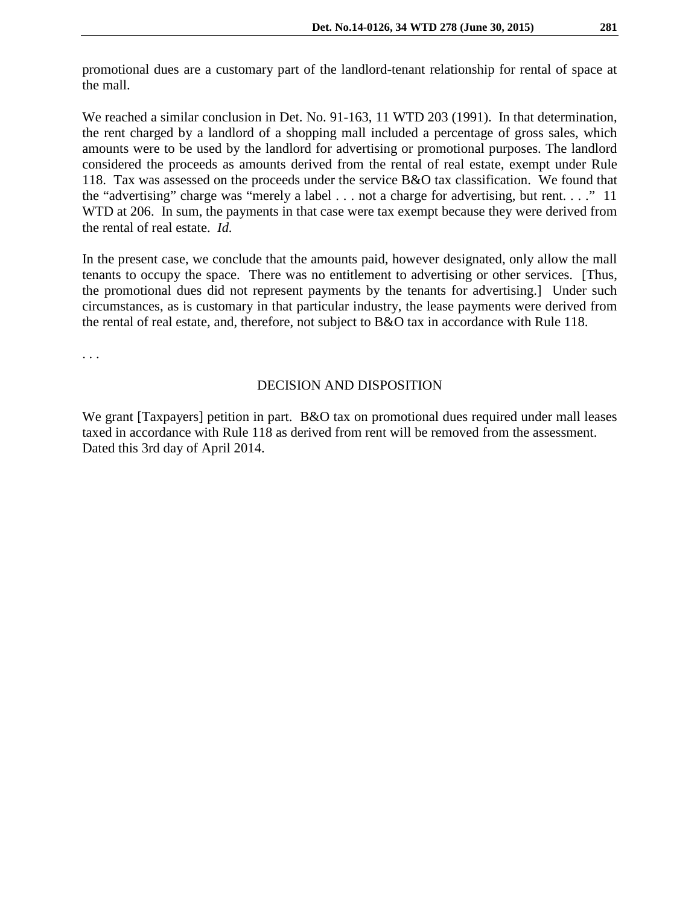promotional dues are a customary part of the landlord-tenant relationship for rental of space at the mall.

We reached a similar conclusion in Det. No. 91-163, 11 WTD 203 (1991). In that determination, the rent charged by a landlord of a shopping mall included a percentage of gross sales, which amounts were to be used by the landlord for advertising or promotional purposes. The landlord considered the proceeds as amounts derived from the rental of real estate, exempt under Rule 118. Tax was assessed on the proceeds under the service B&O tax classification. We found that the "advertising" charge was "merely a label . . . not a charge for advertising, but rent. . . ." 11 WTD at 206. In sum, the payments in that case were tax exempt because they were derived from the rental of real estate. *Id.*

In the present case, we conclude that the amounts paid, however designated, only allow the mall tenants to occupy the space. There was no entitlement to advertising or other services. [Thus, the promotional dues did not represent payments by the tenants for advertising.] Under such circumstances, as is customary in that particular industry, the lease payments were derived from the rental of real estate, and, therefore, not subject to B&O tax in accordance with Rule 118.

. . .

## DECISION AND DISPOSITION

We grant [Taxpayers] petition in part. B&O tax on promotional dues required under mall leases taxed in accordance with Rule 118 as derived from rent will be removed from the assessment.
Dated this 3rd day of April 2014.